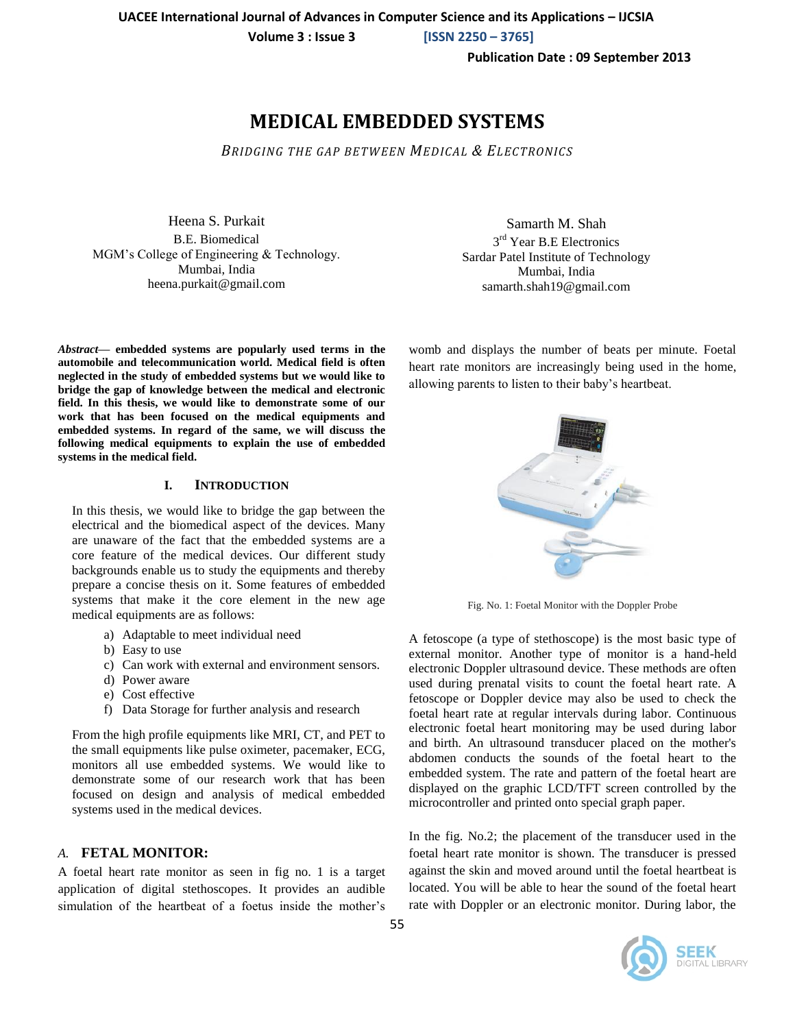# MEDICAL EMBEDDED SYSTEMS

*BRIDGING THE GAP BETWEEN MEDICAL & ELECTRONICS*

Heena S. Purkait
B.E. Biomedical
MGM's College of Engineering & Technology.
Mumbai, India
heena.purkait@gmail.com

Samarth M. Shah
3rd Year B.E Electronics
Sardar Patel Institute of Technology
Mumbai, India
samarth.shah19@gmail.com

***Abstract*— embedded systems are popularly used terms in the automobile and telecommunication world. Medical field is often neglected in the study of embedded systems but we would like to bridge the gap of knowledge between the medical and electronic field. In this thesis, we would like to demonstrate some of our work that has been focused on the medical equipments and embedded systems. In regard of the same, we will discuss the following medical equipments to explain the use of embedded systems in the medical field.**

## I. INTRODUCTION

In this thesis, we would like to bridge the gap between the electrical and the biomedical aspect of the devices. Many are unaware of the fact that the embedded systems are a core feature of the medical devices. Our different study backgrounds enable us to study the equipments and thereby prepare a concise thesis on it. Some features of embedded systems that make it the core element in the new age medical equipments are as follows:

a) Adaptable to meet individual need
b) Easy to use
c) Can work with external and environment sensors.
d) Power aware
e) Cost effective
f) Data Storage for further analysis and research

From the high profile equipments like MRI, CT, and PET to the small equipments like pulse oximeter, pacemaker, ECG, monitors all use embedded systems. We would like to demonstrate some of our research work that has been focused on design and analysis of medical embedded systems used in the medical devices.

### *A.* FETAL MONITOR:

A foetal heart rate monitor as seen in fig no. 1 is a target application of digital stethoscopes. It provides an audible simulation of the heartbeat of a foetus inside the mother's womb and displays the number of beats per minute. Foetal heart rate monitors are increasingly being used in the home, allowing parents to listen to their baby's heartbeat.

Fig. No. 1: Foetal Monitor with the Doppler Probe

A fetoscope (a type of stethoscope) is the most basic type of external monitor. Another type of monitor is a hand-held electronic Doppler ultrasound device. These methods are often used during prenatal visits to count the foetal heart rate. A fetoscope or Doppler device may also be used to check the foetal heart rate at regular intervals during labor. Continuous electronic foetal heart monitoring may be used during labor and birth. An ultrasound transducer placed on the mother's abdomen conducts the sounds of the foetal heart to the embedded system. The rate and pattern of the foetal heart are displayed on the graphic LCD/TFT screen controlled by the microcontroller and printed onto special graph paper.

In the fig. No.2; the placement of the transducer used in the foetal heart rate monitor is shown. The transducer is pressed against the skin and moved around until the foetal heartbeat is located. You will be able to hear the sound of the foetal heart rate with Doppler or an electronic monitor. During labor, the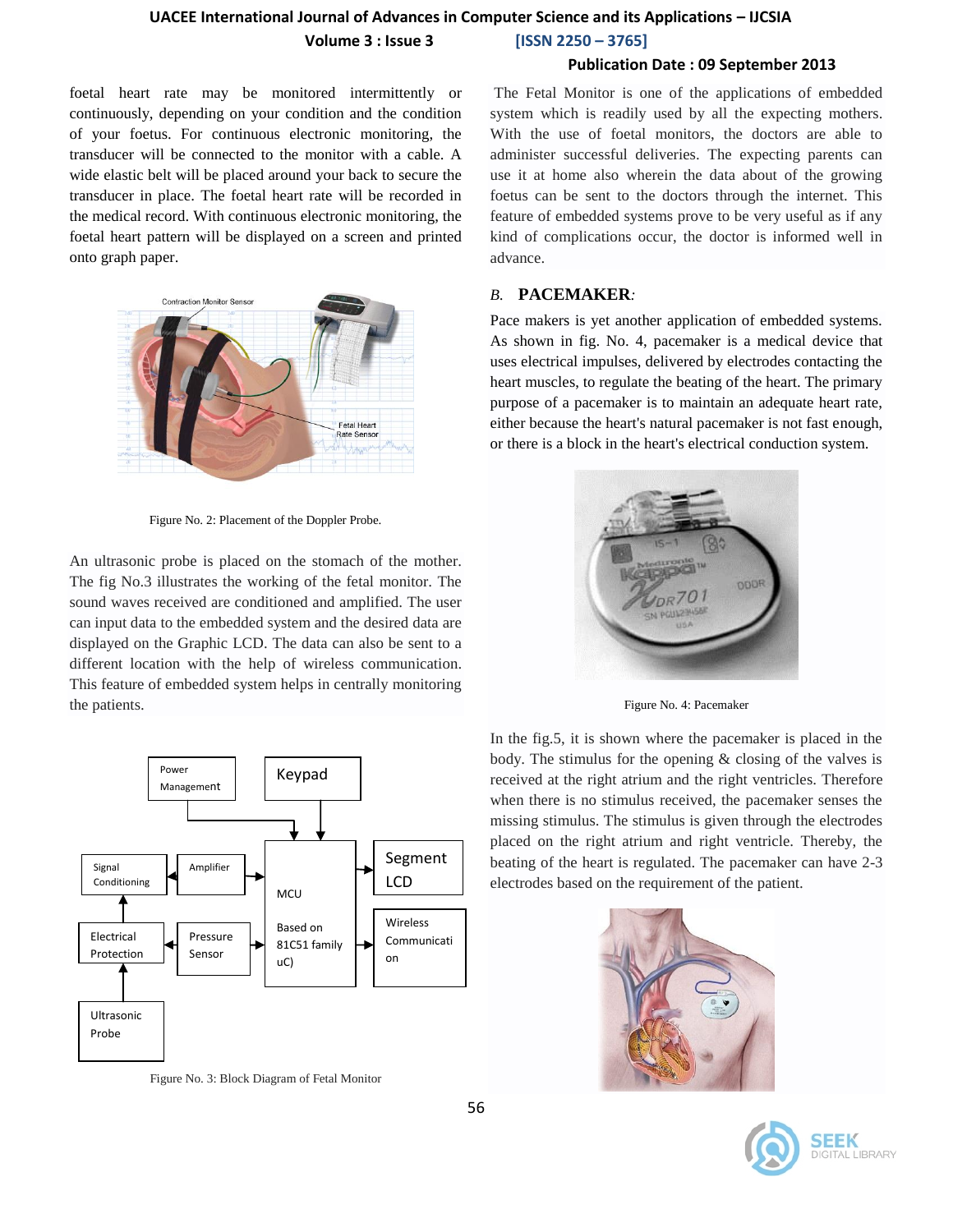foetal heart rate may be monitored intermittently or continuously, depending on your condition and the condition of your foetus. For continuous electronic monitoring, the transducer will be connected to the monitor with a cable. A wide elastic belt will be placed around your back to secure the transducer in place. The foetal heart rate will be recorded in the medical record. With continuous electronic monitoring, the foetal heart pattern will be displayed on a screen and printed onto graph paper.

Figure No. 2: Placement of the Doppler Probe.

An ultrasonic probe is placed on the stomach of the mother. The fig No.3 illustrates the working of the fetal monitor. The sound waves received are conditioned and amplified. The user can input data to the embedded system and the desired data are displayed on the Graphic LCD. The data can also be sent to a different location with the help of wireless communication. This feature of embedded system helps in centrally monitoring the patients.

Figure No. 3: Block Diagram of Fetal Monitor

The Fetal Monitor is one of the applications of embedded system which is readily used by all the expecting mothers. With the use of foetal monitors, the doctors are able to administer successful deliveries. The expecting parents can use it at home also wherein the data about of the growing foetus can be sent to the doctors through the internet. This feature of embedded systems prove to be very useful as if any kind of complications occur, the doctor is informed well in advance.

### *B.* PACEMAKER:

Pace makers is yet another application of embedded systems. As shown in fig. No. 4, pacemaker is a medical device that uses electrical impulses, delivered by electrodes contacting the heart muscles, to regulate the beating of the heart. The primary purpose of a pacemaker is to maintain an adequate heart rate, either because the heart's natural pacemaker is not fast enough, or there is a block in the heart's electrical conduction system.

Figure No. 4: Pacemaker

In the fig.5, it is shown where the pacemaker is placed in the body. The stimulus for the opening & closing of the valves is received at the right atrium and the right ventricles. Therefore when there is no stimulus received, the pacemaker senses the missing stimulus. The stimulus is given through the electrodes placed on the right atrium and right ventricle. Thereby, the beating of the heart is regulated. The pacemaker can have 2-3 electrodes based on the requirement of the patient.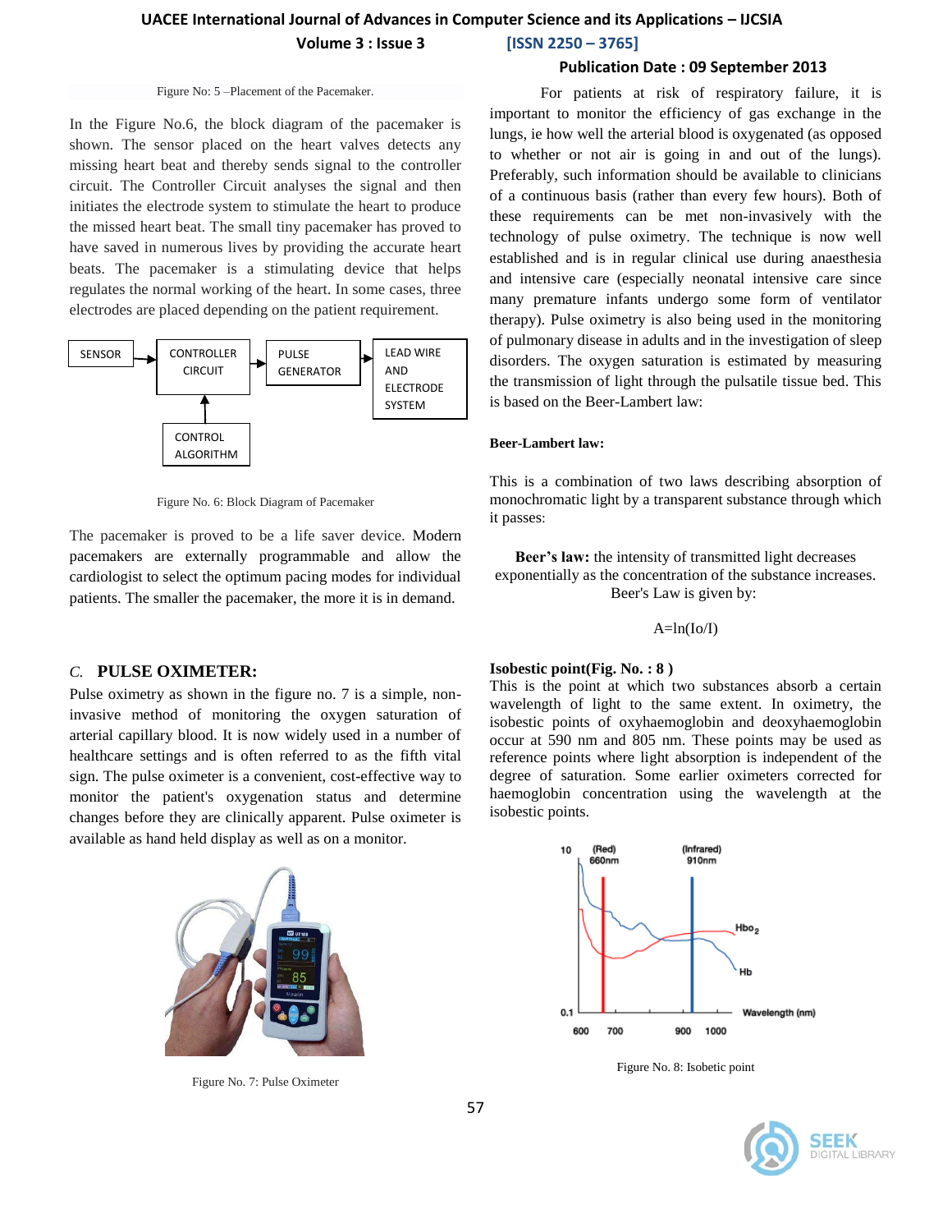Figure No: 5 –Placement of the Pacemaker.

In the Figure No.6, the block diagram of the pacemaker is shown. The sensor placed on the heart valves detects any missing heart beat and thereby sends signal to the controller circuit. The Controller Circuit analyses the signal and then initiates the electrode system to stimulate the heart to produce the missed heart beat. The small tiny pacemaker has proved to have saved in numerous lives by providing the accurate heart beats. The pacemaker is a stimulating device that helps regulates the normal working of the heart. In some cases, three electrodes are placed depending on the patient requirement.

SENSOR → CONTROLLER CIRCUIT → PULSE GENERATOR → LEAD WIRE AND ELECTRODE SYSTEM

CONTROL ALGORITHM → CONTROLLER CIRCUIT

Figure No. 6: Block Diagram of Pacemaker

The pacemaker is proved to be a life saver device. Modern pacemakers are externally programmable and allow the cardiologist to select the optimum pacing modes for individual patients. The smaller the pacemaker, the more it is in demand.

### *C.* PULSE OXIMETER:

Pulse oximetry as shown in the figure no. 7 is a simple, non-invasive method of monitoring the oxygen saturation of arterial capillary blood. It is now widely used in a number of healthcare settings and is often referred to as the fifth vital sign. The pulse oximeter is a convenient, cost-effective way to monitor the patient's oxygenation status and determine changes before they are clinically apparent. Pulse oximeter is available as hand held display as well as on a monitor.

Figure No. 7: Pulse Oximeter

For patients at risk of respiratory failure, it is important to monitor the efficiency of gas exchange in the lungs, ie how well the arterial blood is oxygenated (as opposed to whether or not air is going in and out of the lungs). Preferably, such information should be available to clinicians of a continuous basis (rather than every few hours). Both of these requirements can be met non-invasively with the technology of pulse oximetry. The technique is now well established and is in regular clinical use during anaesthesia and intensive care (especially neonatal intensive care since many premature infants undergo some form of ventilator therapy). Pulse oximetry is also being used in the monitoring of pulmonary disease in adults and in the investigation of sleep disorders. The oxygen saturation is estimated by measuring the transmission of light through the pulsatile tissue bed. This is based on the Beer-Lambert law:

**Beer-Lambert law:**

This is a combination of two laws describing absorption of monochromatic light by a transparent substance through which it passes:

**Beer's law:** the intensity of transmitted light decreases exponentially as the concentration of the substance increases. Beer's Law is given by:

$$A = \ln(Io/I)$$

**Isobestic point(Fig. No. : 8 )**

This is the point at which two substances absorb a certain wavelength of light to the same extent. In oximetry, the isobestic points of oxyhaemoglobin and deoxyhaemoglobin occur at 590 nm and 805 nm. These points may be used as reference points where light absorption is independent of the degree of saturation. Some earlier oximeters corrected for haemoglobin concentration using the wavelength at the isobestic points.

Figure No. 8: Isobetic point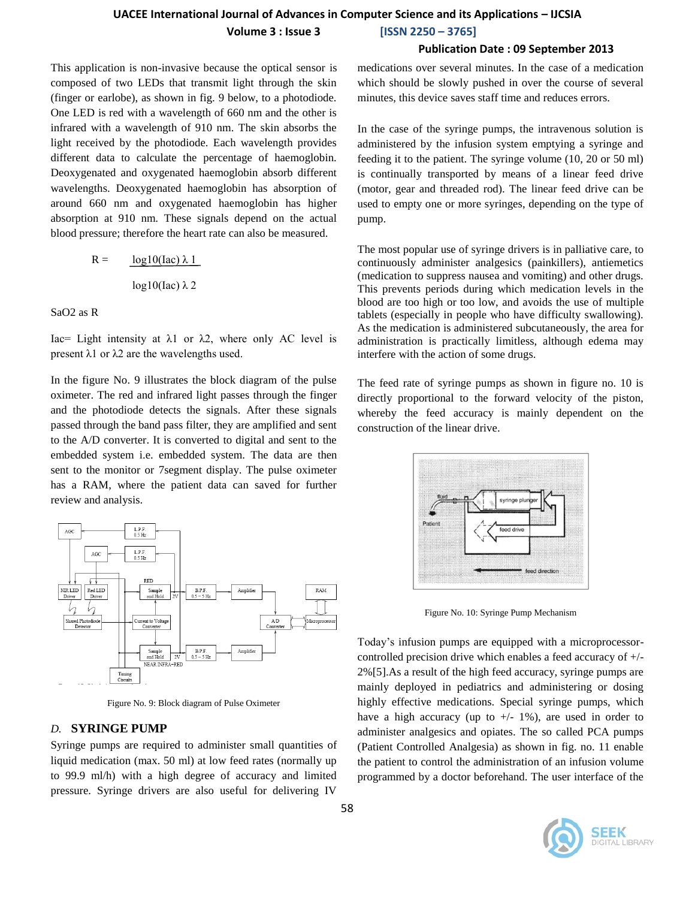This application is non-invasive because the optical sensor is composed of two LEDs that transmit light through the skin (finger or earlobe), as shown in fig. 9 below, to a photodiode. One LED is red with a wavelength of 660 nm and the other is infrared with a wavelength of 910 nm. The skin absorbs the light received by the photodiode. Each wavelength provides different data to calculate the percentage of haemoglobin. Deoxygenated and oxygenated haemoglobin absorb different wavelengths. Deoxygenated haemoglobin has absorption of around 660 nm and oxygenated haemoglobin has higher absorption at 910 nm. These signals depend on the actual blood pressure; therefore the heart rate can also be measured.

$$R = \frac{\log10(Iac)\ \lambda 1}{\log10(Iac)\ \lambda 2}$$

SaO2 as R

Iac= Light intensity at $\lambda 1$ or $\lambda 2$, where only AC level is present $\lambda 1$ or $\lambda 2$ are the wavelengths used.

In the figure No. 9 illustrates the block diagram of the pulse oximeter. The red and infrared light passes through the finger and the photodiode detects the signals. After these signals passed through the band pass filter, they are amplified and sent to the A/D converter. It is converted to digital and sent to the embedded system i.e. embedded system. The data are then sent to the monitor or 7segment display. The pulse oximeter has a RAM, where the patient data can saved for further review and analysis.

Figure No. 9: Block diagram of Pulse Oximeter

### D. SYRINGE PUMP

Syringe pumps are required to administer small quantities of liquid medication (max. 50 ml) at low feed rates (normally up to 99.9 ml/h) with a high degree of accuracy and limited pressure. Syringe drivers are also useful for delivering IV medications over several minutes. In the case of a medication which should be slowly pushed in over the course of several minutes, this device saves staff time and reduces errors.

In the case of the syringe pumps, the intravenous solution is administered by the infusion system emptying a syringe and feeding it to the patient. The syringe volume (10, 20 or 50 ml) is continually transported by means of a linear feed drive (motor, gear and threaded rod). The linear feed drive can be used to empty one or more syringes, depending on the type of pump.

The most popular use of syringe drivers is in palliative care, to continuously administer analgesics (painkillers), antiemetics (medication to suppress nausea and vomiting) and other drugs. This prevents periods during which medication levels in the blood are too high or too low, and avoids the use of multiple tablets (especially in people who have difficulty swallowing). As the medication is administered subcutaneously, the area for administration is practically limitless, although edema may interfere with the action of some drugs.

The feed rate of syringe pumps as shown in figure no. 10 is directly proportional to the forward velocity of the piston, whereby the feed accuracy is mainly dependent on the construction of the linear drive.

Figure No. 10: Syringe Pump Mechanism

Today's infusion pumps are equipped with a microprocessor-controlled precision drive which enables a feed accuracy of +/- 2%[5].As a result of the high feed accuracy, syringe pumps are mainly deployed in pediatrics and administering or dosing highly effective medications. Special syringe pumps, which have a high accuracy (up to +/- 1%), are used in order to administer analgesics and opiates. The so called PCA pumps (Patient Controlled Analgesia) as shown in fig. no. 11 enable the patient to control the administration of an infusion volume programmed by a doctor beforehand. The user interface of the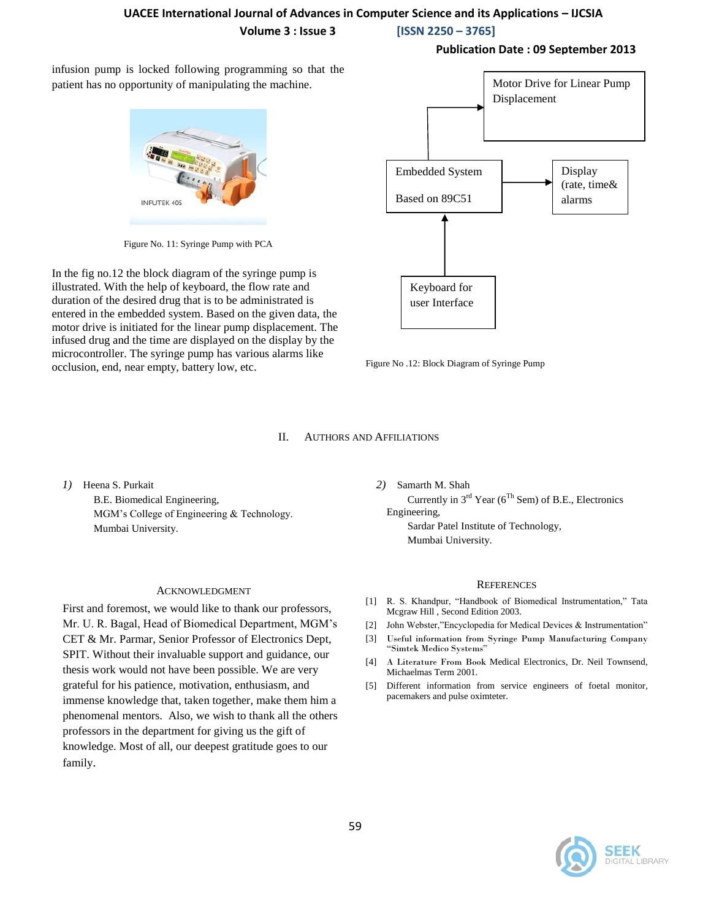infusion pump is locked following programming so that the patient has no opportunity of manipulating the machine.

INFUTEK 405

Figure No. 11: Syringe Pump with PCA

In the fig no.12 the block diagram of the syringe pump is illustrated. With the help of keyboard, the flow rate and duration of the desired drug that is to be administrated is entered in the embedded system. Based on the given data, the motor drive is initiated for the linear pump displacement. The infused drug and the time are displayed on the display by the microcontroller. The syringe pump has various alarms like occlusion, end, near empty, battery low, etc.

Motor Drive for Linear Pump Displacement

Embedded System

Based on 89C51

Display (rate, time& alarms

Keyboard for user Interface

Figure No .12: Block Diagram of Syringe Pump

## II. Authors and Affiliations

*1)* Heena S. Purkait
B.E. Biomedical Engineering,
MGM's College of Engineering & Technology.
Mumbai University.

*2)* Samarth M. Shah
Currently in 3rd Year (6Th Sem) of B.E., Electronics Engineering,
Sardar Patel Institute of Technology,
Mumbai University.

## Acknowledgment

First and foremost, we would like to thank our professors, Mr. U. R. Bagal, Head of Biomedical Department, MGM's CET & Mr. Parmar, Senior Professor of Electronics Dept, SPIT. Without their invaluable support and guidance, our thesis work would not have been possible. We are very grateful for his patience, motivation, enthusiasm, and immense knowledge that, taken together, make them him a phenomenal mentors. Also, we wish to thank all the others professors in the department for giving us the gift of knowledge. Most of all, our deepest gratitude goes to our family.

## References

[1] R. S. Khandpur, "Handbook of Biomedical Instrumentation," Tata Mcgraw Hill , Second Edition 2003.

[2] John Webster,"Encyclopedia for Medical Devices & Instrumentation"

[3] Useful information from Syringe Pump Manufacturing Company "Simtek Medico Systems"

[4] A Literature From Book Medical Electronics, Dr. Neil Townsend, Michaelmas Term 2001.

[5] Different information from service engineers of foetal monitor, pacemakers and pulse oximteter.